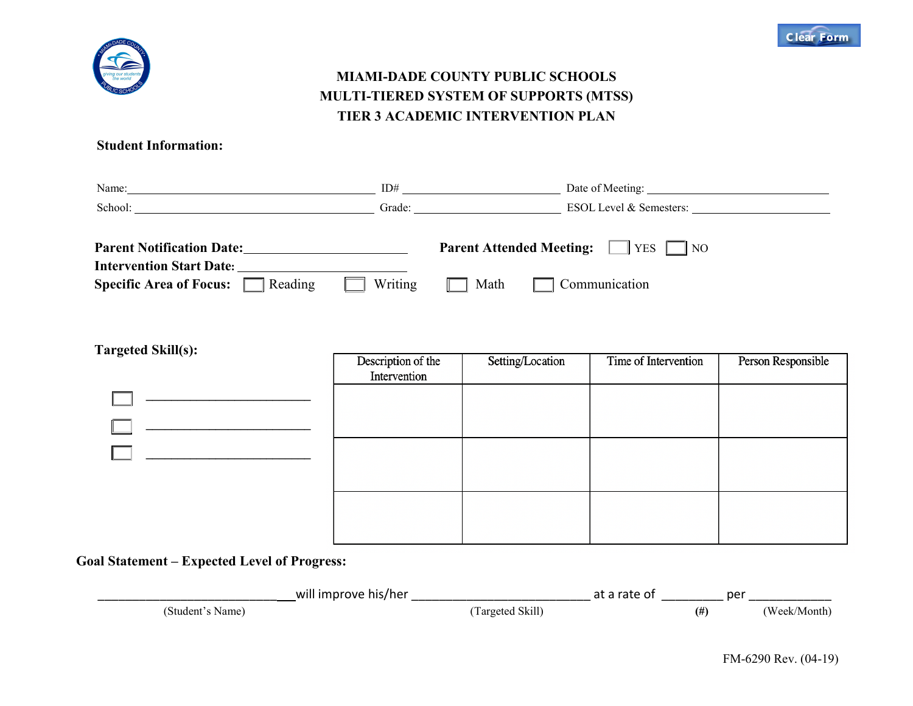# MIAMI-DADE COUNTY PUBLIC SCHOOLS
## MULTI-TIERED SYSTEM OF SUPPORTS (MTSS)
## TIER 3 ACADEMIC INTERVENTION PLAN

**Student Information:**

Name:_________________________________ ID# ____________________ Date of Meeting: ______________________

School: _______________________________ Grade: __________________ ESOL Level & Semesters: ________________

**Parent Notification Date:**____________________ **Parent Attended Meeting:** ☐ YES ☐ NO

**Intervention Start Date:** ____________________

**Specific Area of Focus:** ☐ Reading ☐ Writing ☐ Math ☐ Communication

**Targeted Skill(s):**

☐ ______________________

☐ ______________________

☐ ______________________

| Description of the Intervention | Setting/Location | Time of Intervention | Person Responsible |
|---|---|---|---|
| | | | |
| | | | |
| | | | |

**Goal Statement – Expected Level of Progress:**

___________________________ will improve his/her ___________________________ at a rate of _________ per ____________

(Student's Name) (Targeted Skill) **(#)** (Week/Month)

FM-6290 Rev. (04-19)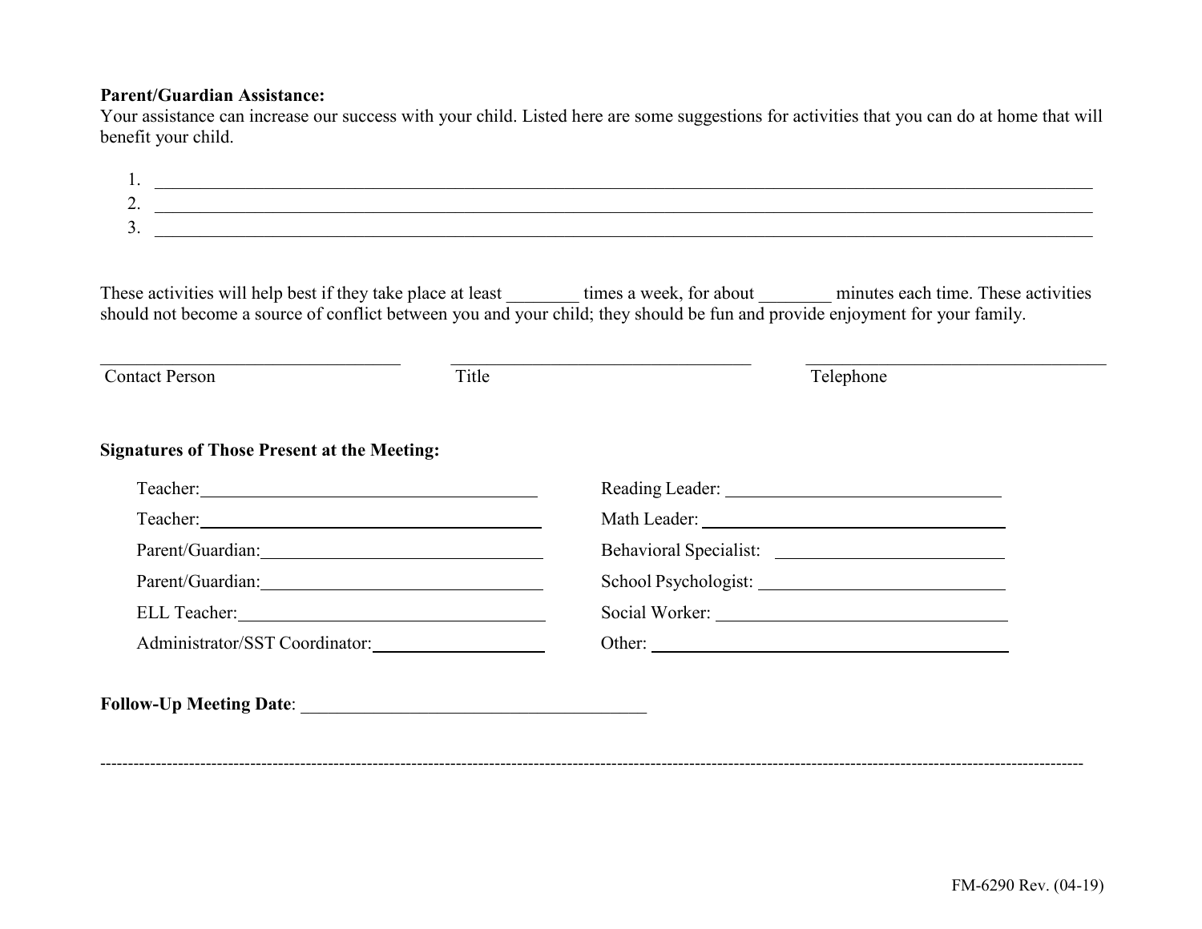**Parent/Guardian Assistance:**
Your assistance can increase our success with your child. Listed here are some suggestions for activities that you can do at home that will benefit your child.

1. ______________________________________________________________________________
2. ______________________________________________________________________________
3. ______________________________________________________________________________

These activities will help best if they take place at least ________ times a week, for about ________ minutes each time. These activities should not become a source of conflict between you and your child; they should be fun and provide enjoyment for your family.

| ______________________ | ______________________ | ______________________ |
|---|---|---|
| Contact Person | Title | Telephone |

**Signatures of Those Present at the Meeting:**

| | |
|---|---|
| Teacher: ____________________ | Reading Leader: ____________________ |
| Teacher: ____________________ | Math Leader: ____________________ |
| Parent/Guardian: ____________________ | Behavioral Specialist: ____________________ |
| Parent/Guardian: ____________________ | School Psychologist: ____________________ |
| ELL Teacher: ____________________ | Social Worker: ____________________ |
| Administrator/SST Coordinator: ____________________ | Other: ____________________ |

**Follow-Up Meeting Date**: ______________________________

-------------------------------------------------------------------------------------------------------------------------------------------

FM-6290 Rev. (04-19)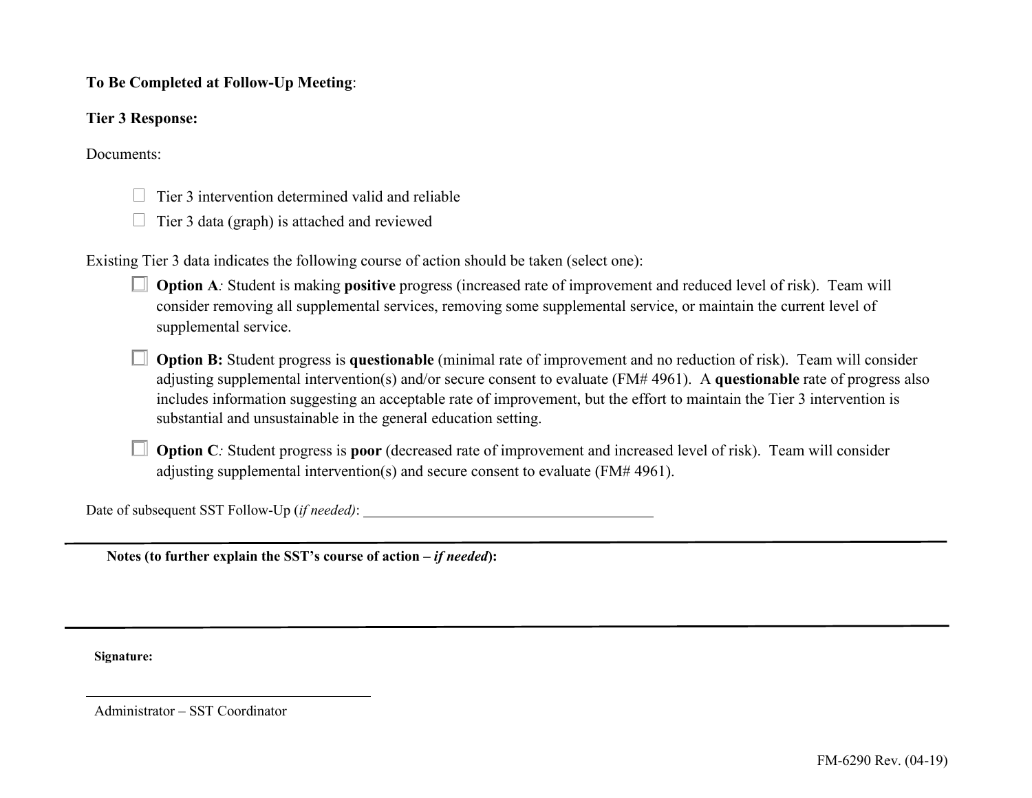**To Be Completed at Follow-Up Meeting**:

**Tier 3 Response:**

Documents:

- ☐ Tier 3 intervention determined valid and reliable
- ☐ Tier 3 data (graph) is attached and reviewed

Existing Tier 3 data indicates the following course of action should be taken (select one):

- ☐ **Option A***:* Student is making **positive** progress (increased rate of improvement and reduced level of risk). Team will consider removing all supplemental services, removing some supplemental service, or maintain the current level of supplemental service.

- ☐ **Option B:** Student progress is **questionable** (minimal rate of improvement and no reduction of risk). Team will consider adjusting supplemental intervention(s) and/or secure consent to evaluate (FM# 4961). A **questionable** rate of progress also includes information suggesting an acceptable rate of improvement, but the effort to maintain the Tier 3 intervention is substantial and unsustainable in the general education setting.

- ☐ **Option C***:* Student progress is **poor** (decreased rate of improvement and increased level of risk). Team will consider adjusting supplemental intervention(s) and secure consent to evaluate (FM# 4961).

Date of subsequent SST Follow-Up (*if needed*): ________________________________________

---

**Notes (to further explain the SST's course of action – *if needed*):**

---

**Signature:**

________________________________________

Administrator – SST Coordinator

FM-6290 Rev. (04-19)